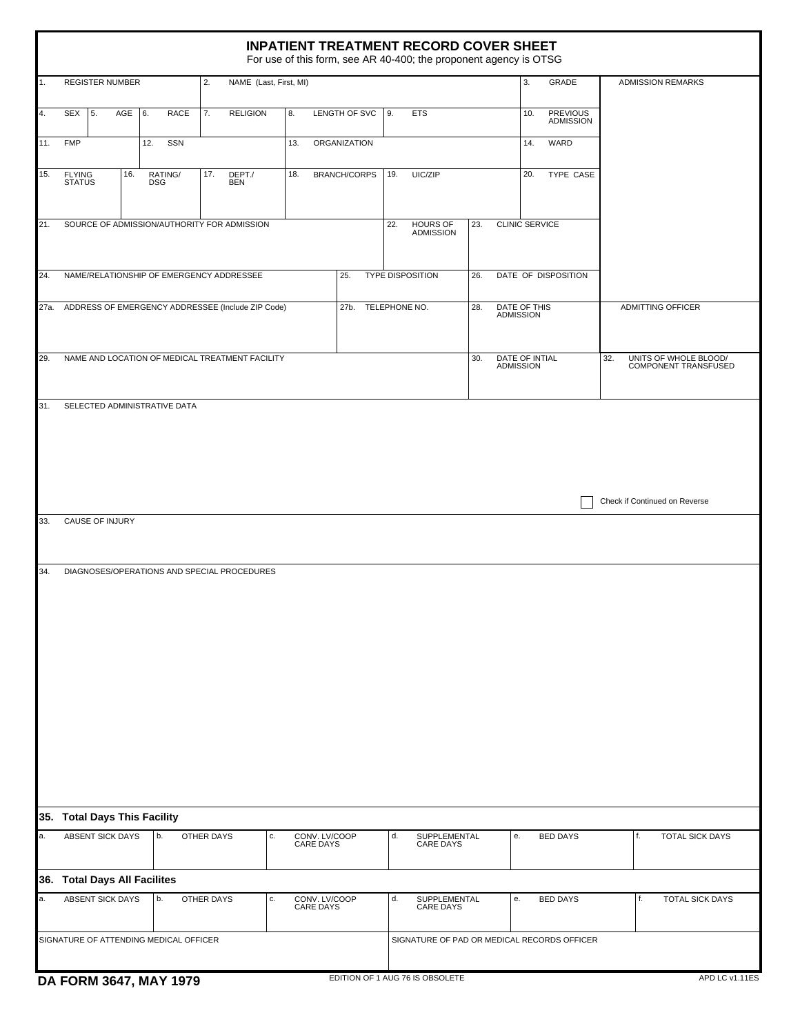# INPATIENT TREATMENT RECORD COVER SHEET

For use of this form, see AR 40-400; the proponent agency is OTSG

| 1. REGISTER NUMBER | 2. NAME (Last, First, MI) | | | 3. GRADE | ADMISSION REMARKS |
|---|---|---|---|---|---|
| 4. SEX / 5. AGE / 6. RACE | 7. RELIGION | 8. LENGTH OF SVC | 9. ETS | 10. PREVIOUS ADMISSION | |
| 11. FMP / 12. SSN | | 13. ORGANIZATION | | 14. WARD | |
| 15. FLYING STATUS / 16. RATING/DSG | 17. DEPT./BEN | 18. BRANCH/CORPS | 19. UIC/ZIP | 20. TYPE CASE | |
| 21. SOURCE OF ADMISSION/AUTHORITY FOR ADMISSION | | | 22. HOURS OF ADMISSION | 23. CLINIC SERVICE | |
| 24. NAME/RELATIONSHIP OF EMERGENCY ADDRESSEE | | 25. TYPE DISPOSITION | | 26. DATE OF DISPOSITION | |
| 27a. ADDRESS OF EMERGENCY ADDRESSEE (Include ZIP Code) | | 27b. TELEPHONE NO. | | 28. DATE OF THIS ADMISSION | ADMITTING OFFICER |
| 29. NAME AND LOCATION OF MEDICAL TREATMENT FACILITY | | | | 30. DATE OF INTIAL ADMISSION | 32. UNITS OF WHOLE BLOOD/ COMPONENT TRANSFUSED |

31. SELECTED ADMINISTRATIVE DATA

☐ Check if Continued on Reverse

33. CAUSE OF INJURY

34. DIAGNOSES/OPERATIONS AND SPECIAL PROCEDURES

**35. Total Days This Facility**

| a. ABSENT SICK DAYS | b. OTHER DAYS | c. CONV. LV/COOP CARE DAYS | d. SUPPLEMENTAL CARE DAYS | e. BED DAYS | f. TOTAL SICK DAYS |
|---|---|---|---|---|---|
| | | | | | |

**36. Total Days All Facilites**

| a. ABSENT SICK DAYS | b. OTHER DAYS | c. CONV. LV/COOP CARE DAYS | d. SUPPLEMENTAL CARE DAYS | e. BED DAYS | f. TOTAL SICK DAYS |
|---|---|---|---|---|---|
| | | | | | |

| SIGNATURE OF ATTENDING MEDICAL OFFICER | SIGNATURE OF PAD OR MEDICAL RECORDS OFFICER |
|---|---|
| | |

**DA FORM 3647, MAY 1979** EDITION OF 1 AUG 76 IS OBSOLETE APD LC v1.11ES